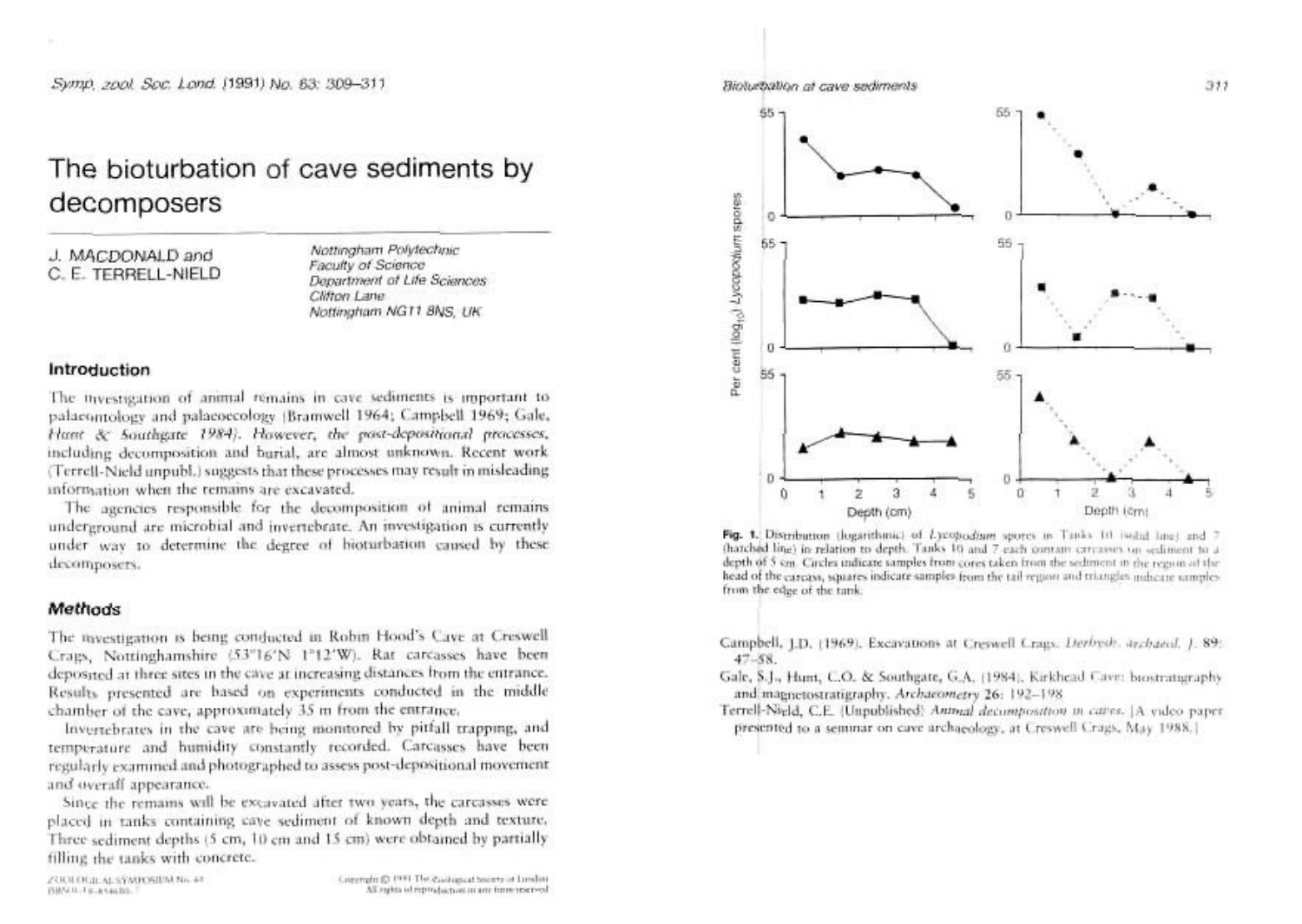# The bioturbation of cave sediments by decomposers

J. MACDONALD and C. E. TERRELL-NIELD

Nottingham Polytechnic
Faculty of Science
Department of Life Sciences
Clifton Lane
Nottingham NG11 8NS, UK

## Introduction

The investigation of animal remains in cave sediments is important to palaeontology and palaeoecology (Bramwell 1964; Campbell 1969; Gale, Hunt & Southgate 1984). However, the post-depositional processes, including decomposition and burial, are almost unknown. Recent work (Terrell-Nield unpubl.) suggests that these processes may result in misleading information when the remains are excavated.

The agencies responsible for the decomposition of animal remains underground are microbial and invertebrate. An investigation is currently under way to determine the degree of bioturbation caused by these decomposers.

## Methods

The investigation is being conducted in Robin Hood's Cave at Creswell Crags, Nottinghamshire (53°16′N 1°12′W). Rat carcasses have been deposited at three sites in the cave at increasing distances from the entrance. Results presented are based on experiments conducted in the middle chamber of the cave, approximately 35 m from the entrance.

Invertebrates in the cave are being monitored by pitfall trapping, and temperature and humidity constantly recorded. Carcasses have been regularly examined and photographed to assess post-depositional movement and overall appearance.

Since the remains will be excavated after two years, the carcasses were placed in tanks containing cave sediment of known depth and texture. Three sediment depths (5 cm, 10 cm and 15 cm) were obtained by partially filling the tanks with concrete.

ZOOLOGICAL SYMPOSIUM No. 63
ISBN 0-19-854680-7

Copyright © 1991 The Zoological Society of London
All rights of reproduction in any form reserved

Fig. 1. Distribution (logarithmic) of *Lycopodium* spores in Tanks 10 (solid line) and 7 (hatched line) in relation to depth. Tanks 10 and 7 each contain carcasses on sediment to a depth of 5 cm. Circles indicate samples from cores taken from the sediment in the region of the head of the carcass, squares indicate samples from the tail region and triangles indicate samples from the edge of the tank.

Campbell, J.D. (1969). Excavations at Creswell Crags. *Derbysh. archaeol. J.* 89: 47–58.

Gale, S.J., Hunt, C.O. & Southgate, G.A. (1984). Kirkhead Cave: biostratigraphy and magnetostratigraphy. *Archaeometry* 26: 192–198.

Terrell-Nield, C.E. (Unpublished). *Animal decomposition in caves.* [A video paper presented to a seminar on cave archaeology, at Creswell Crags, May 1988.]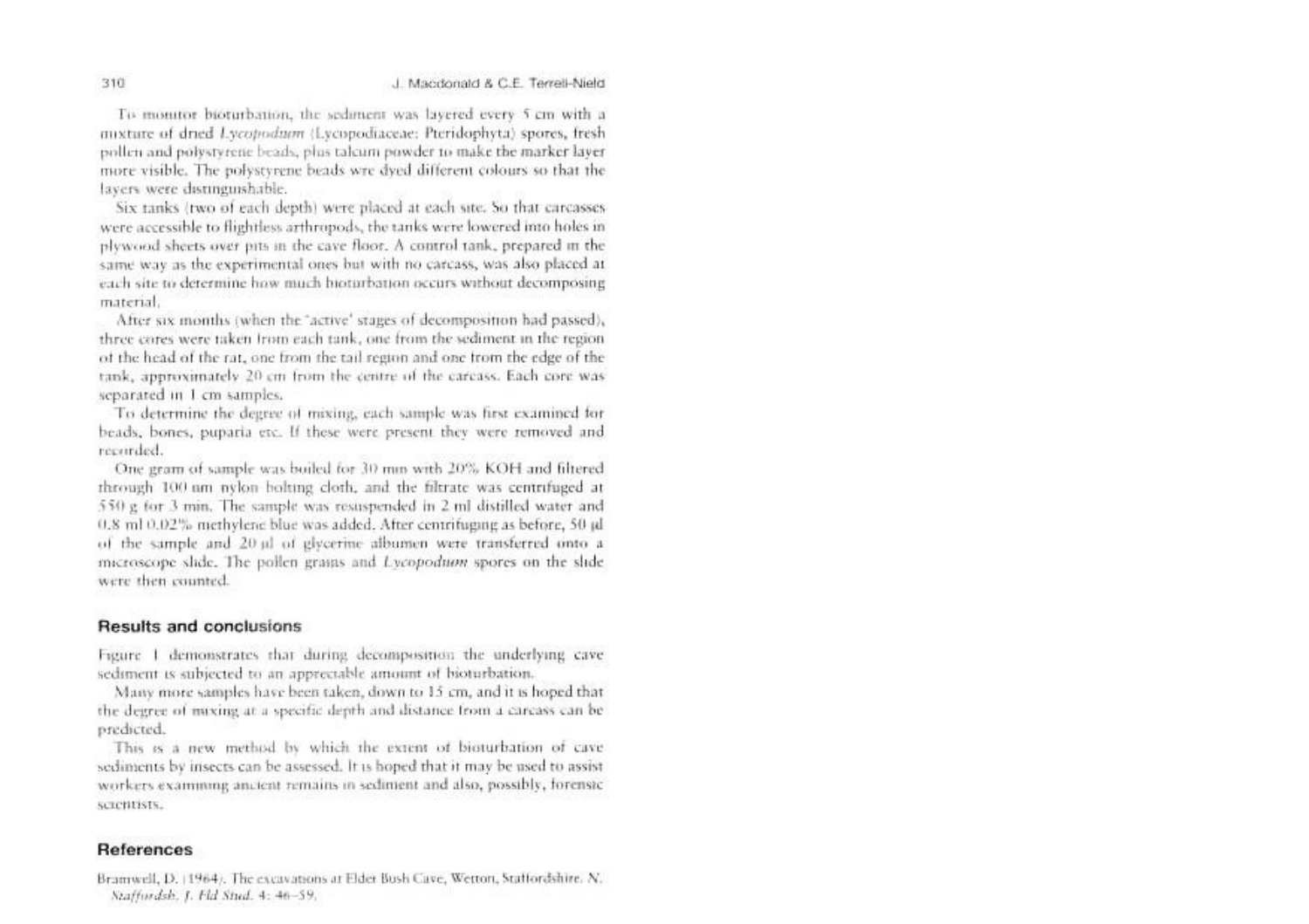To monitor bioturbation, the sediment was layered every 5 cm with a mixture of dried *Lycopodium* (Lycopodiaceae: Pteridophyta) spores, fresh pollen and polystyrene beads, plus talcum powder to make the marker layer more visible. The polystyrene beads wre dyed different colours so that the layers were distinguishable.

Six tanks (two of each depth) were placed at each site. So that carcasses were accessible to flightless arthropods, the tanks were lowered into holes in plywood sheets over pits in the cave floor. A control tank, prepared in the same way as the experimental ones but with no carcass, was also placed at each site to determine how much bioturbation occurs without decomposing material.

After six months (when the 'active' stages of decomposition had passed), three cores were taken from each tank, one from the sediment in the region of the head of the rat, one from the tail region and one from the edge of the tank, approximately 20 cm from the centre of the carcass. Each core was separated in 1 cm samples.

To determine the degree of mixing, each sample was first examined for beads, bones, puparia etc. If these were present they were removed and recorded.

One gram of sample was boiled for 30 min with 20% KOH and filtered through 100 nm nylon bolting cloth, and the filtrate was centrifuged at 550 g for 3 min. The sample was resuspended in 2 ml distilled water and 0.8 ml 0.02% methylene blue was added. After centrifuging as before, 50 µl of the sample and 20 µl of glycerine albumen were transferred onto a microscope slide. The pollen grains and *Lycopodium* spores on the slide were then counted.

## Results and conclusions

Figure 1 demonstrates that during decomposition the underlying cave sediment is subjected to an appreciable amount of bioturbation.

Many more samples have been taken, down to 15 cm, and it is hoped that the degree of mixing at a specific depth and distance from a carcass can be predicted.

This is a new method by which the extent of bioturbation of cave sediments by insects can be assessed. It is hoped that it may be used to assist workers examining ancient remains in sediment and also, possibly, forensic scientists.

## References

Bramwell, D. (1964). The excavations at Elder Bush Cave, Wetton, Staffordshire. *N. Staffordsh. J. Fld Stud.* 4: 46–59.